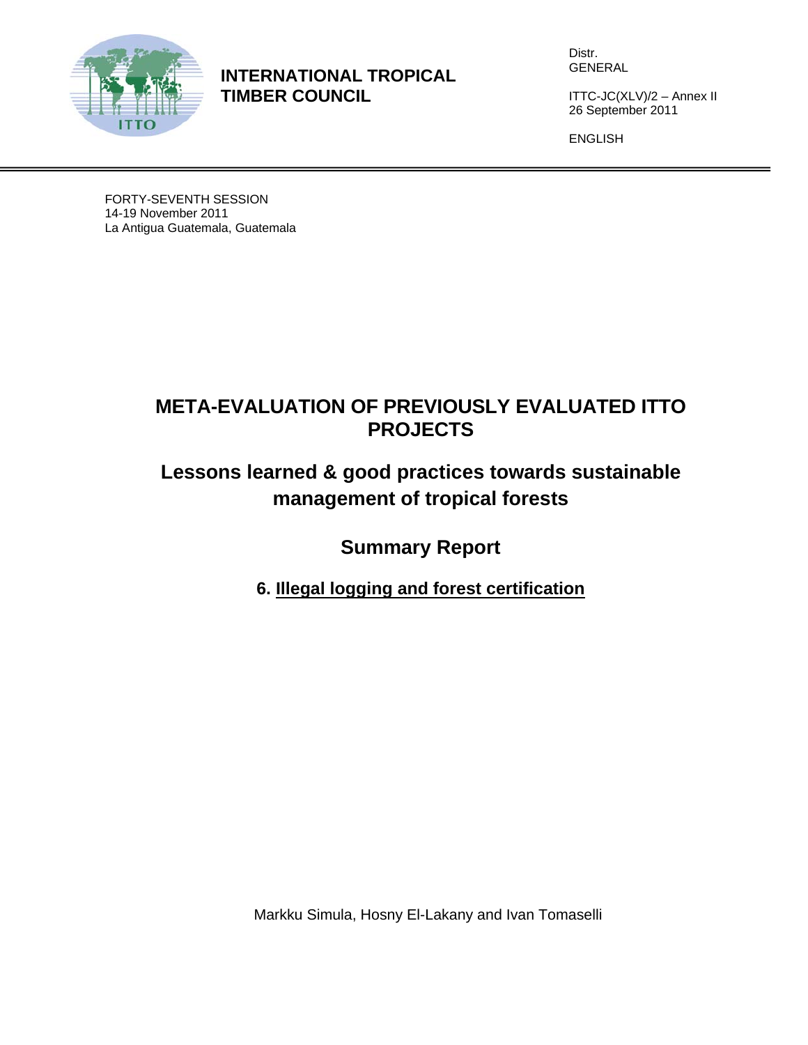**INTERNATIONAL TROPICAL TIMBER COUNCIL**

Distr.
GENERAL

ITTC-JC(XLV)/2 – Annex II
26 September 2011

ENGLISH

FORTY-SEVENTH SESSION
14-19 November 2011
La Antigua Guatemala, Guatemala

# META-EVALUATION OF PREVIOUSLY EVALUATED ITTO PROJECTS

## Lessons learned & good practices towards sustainable management of tropical forests

## Summary Report

### 6. Illegal logging and forest certification

Markku Simula, Hosny El-Lakany and Ivan Tomaselli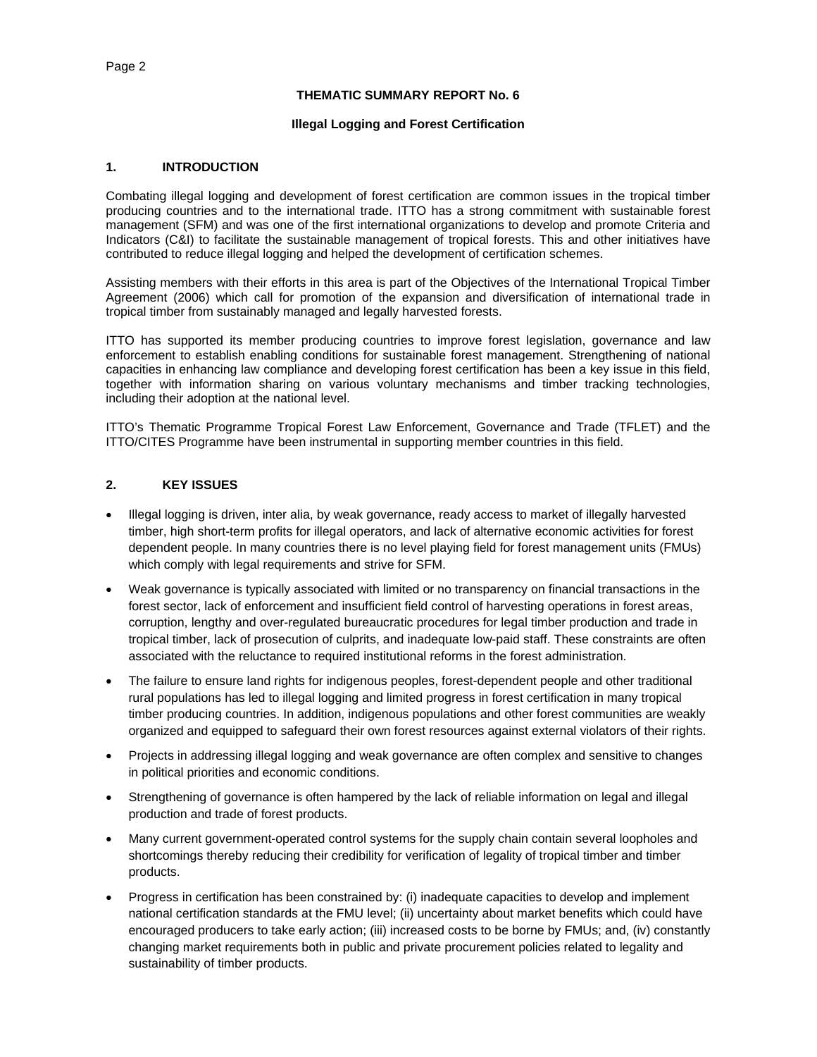**THEMATIC SUMMARY REPORT No. 6**

**Illegal Logging and Forest Certification**

## 1. INTRODUCTION

Combating illegal logging and development of forest certification are common issues in the tropical timber producing countries and to the international trade. ITTO has a strong commitment with sustainable forest management (SFM) and was one of the first international organizations to develop and promote Criteria and Indicators (C&I) to facilitate the sustainable management of tropical forests. This and other initiatives have contributed to reduce illegal logging and helped the development of certification schemes.

Assisting members with their efforts in this area is part of the Objectives of the International Tropical Timber Agreement (2006) which call for promotion of the expansion and diversification of international trade in tropical timber from sustainably managed and legally harvested forests.

ITTO has supported its member producing countries to improve forest legislation, governance and law enforcement to establish enabling conditions for sustainable forest management. Strengthening of national capacities in enhancing law compliance and developing forest certification has been a key issue in this field, together with information sharing on various voluntary mechanisms and timber tracking technologies, including their adoption at the national level.

ITTO's Thematic Programme Tropical Forest Law Enforcement, Governance and Trade (TFLET) and the ITTO/CITES Programme have been instrumental in supporting member countries in this field.

## 2. KEY ISSUES

- Illegal logging is driven, inter alia, by weak governance, ready access to market of illegally harvested timber, high short-term profits for illegal operators, and lack of alternative economic activities for forest dependent people. In many countries there is no level playing field for forest management units (FMUs) which comply with legal requirements and strive for SFM.
- Weak governance is typically associated with limited or no transparency on financial transactions in the forest sector, lack of enforcement and insufficient field control of harvesting operations in forest areas, corruption, lengthy and over-regulated bureaucratic procedures for legal timber production and trade in tropical timber, lack of prosecution of culprits, and inadequate low-paid staff. These constraints are often associated with the reluctance to required institutional reforms in the forest administration.
- The failure to ensure land rights for indigenous peoples, forest-dependent people and other traditional rural populations has led to illegal logging and limited progress in forest certification in many tropical timber producing countries. In addition, indigenous populations and other forest communities are weakly organized and equipped to safeguard their own forest resources against external violators of their rights.
- Projects in addressing illegal logging and weak governance are often complex and sensitive to changes in political priorities and economic conditions.
- Strengthening of governance is often hampered by the lack of reliable information on legal and illegal production and trade of forest products.
- Many current government-operated control systems for the supply chain contain several loopholes and shortcomings thereby reducing their credibility for verification of legality of tropical timber and timber products.
- Progress in certification has been constrained by: (i) inadequate capacities to develop and implement national certification standards at the FMU level; (ii) uncertainty about market benefits which could have encouraged producers to take early action; (iii) increased costs to be borne by FMUs; and, (iv) constantly changing market requirements both in public and private procurement policies related to legality and sustainability of timber products.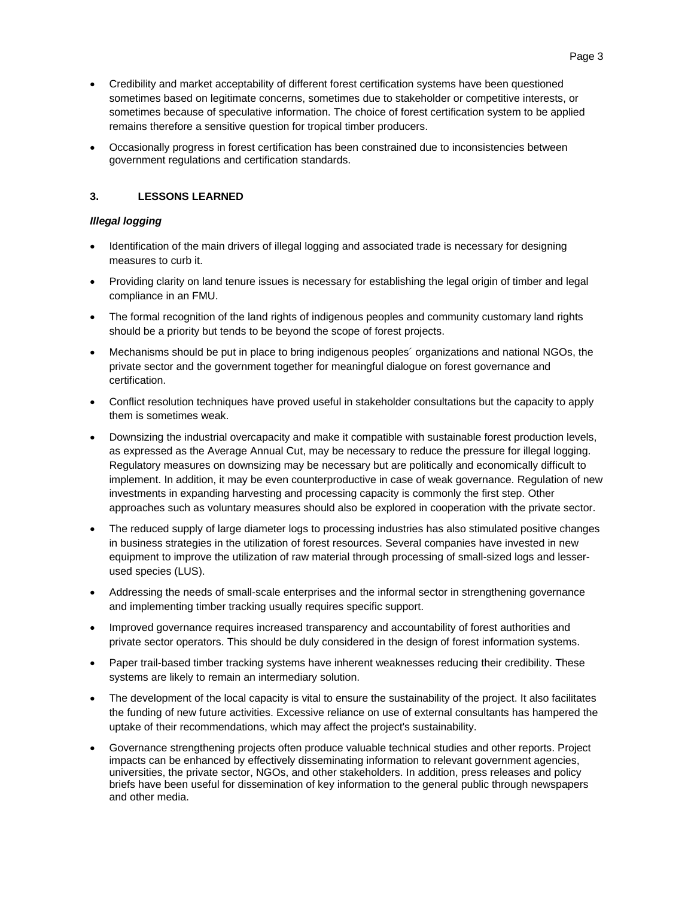- Credibility and market acceptability of different forest certification systems have been questioned sometimes based on legitimate concerns, sometimes due to stakeholder or competitive interests, or sometimes because of speculative information. The choice of forest certification system to be applied remains therefore a sensitive question for tropical timber producers.
- Occasionally progress in forest certification has been constrained due to inconsistencies between government regulations and certification standards.

## 3. LESSONS LEARNED

***Illegal logging***

- Identification of the main drivers of illegal logging and associated trade is necessary for designing measures to curb it.
- Providing clarity on land tenure issues is necessary for establishing the legal origin of timber and legal compliance in an FMU.
- The formal recognition of the land rights of indigenous peoples and community customary land rights should be a priority but tends to be beyond the scope of forest projects.
- Mechanisms should be put in place to bring indigenous peoples´ organizations and national NGOs, the private sector and the government together for meaningful dialogue on forest governance and certification.
- Conflict resolution techniques have proved useful in stakeholder consultations but the capacity to apply them is sometimes weak.
- Downsizing the industrial overcapacity and make it compatible with sustainable forest production levels, as expressed as the Average Annual Cut, may be necessary to reduce the pressure for illegal logging. Regulatory measures on downsizing may be necessary but are politically and economically difficult to implement. In addition, it may be even counterproductive in case of weak governance. Regulation of new investments in expanding harvesting and processing capacity is commonly the first step. Other approaches such as voluntary measures should also be explored in cooperation with the private sector.
- The reduced supply of large diameter logs to processing industries has also stimulated positive changes in business strategies in the utilization of forest resources. Several companies have invested in new equipment to improve the utilization of raw material through processing of small-sized logs and lesser-used species (LUS).
- Addressing the needs of small-scale enterprises and the informal sector in strengthening governance and implementing timber tracking usually requires specific support.
- Improved governance requires increased transparency and accountability of forest authorities and private sector operators. This should be duly considered in the design of forest information systems.
- Paper trail-based timber tracking systems have inherent weaknesses reducing their credibility. These systems are likely to remain an intermediary solution.
- The development of the local capacity is vital to ensure the sustainability of the project. It also facilitates the funding of new future activities. Excessive reliance on use of external consultants has hampered the uptake of their recommendations, which may affect the project's sustainability.
- Governance strengthening projects often produce valuable technical studies and other reports. Project impacts can be enhanced by effectively disseminating information to relevant government agencies, universities, the private sector, NGOs, and other stakeholders. In addition, press releases and policy briefs have been useful for dissemination of key information to the general public through newspapers and other media.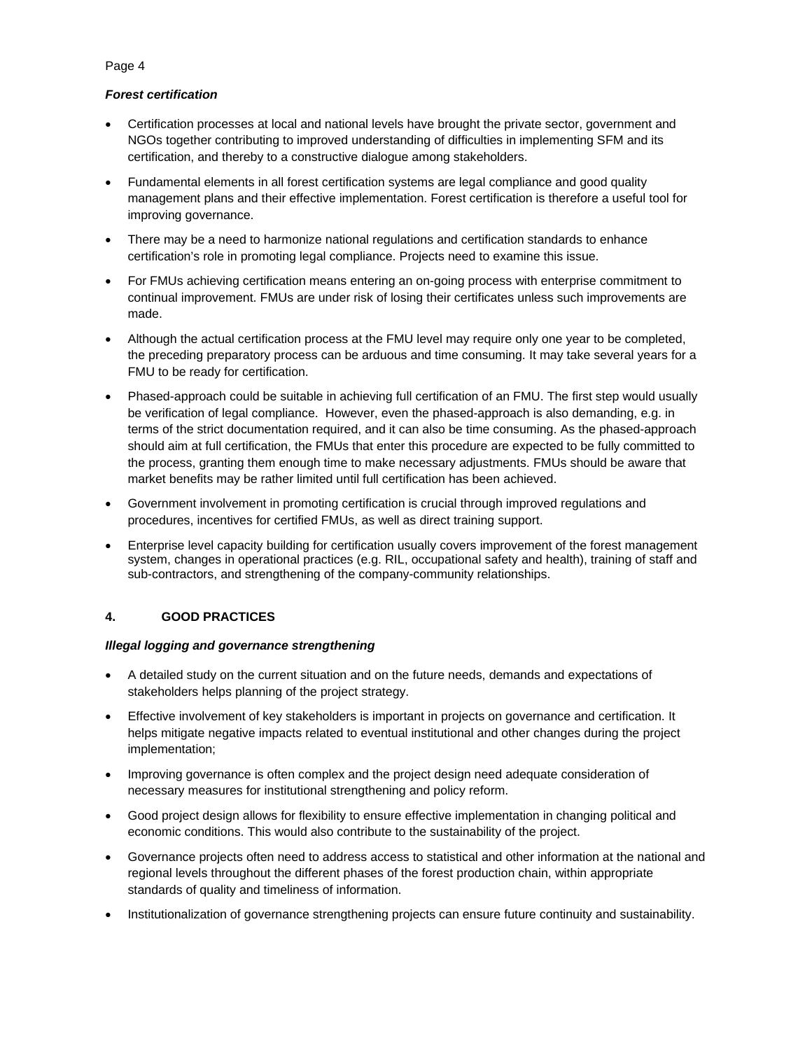***Forest certification***

- Certification processes at local and national levels have brought the private sector, government and NGOs together contributing to improved understanding of difficulties in implementing SFM and its certification, and thereby to a constructive dialogue among stakeholders.
- Fundamental elements in all forest certification systems are legal compliance and good quality management plans and their effective implementation. Forest certification is therefore a useful tool for improving governance.
- There may be a need to harmonize national regulations and certification standards to enhance certification's role in promoting legal compliance. Projects need to examine this issue.
- For FMUs achieving certification means entering an on-going process with enterprise commitment to continual improvement. FMUs are under risk of losing their certificates unless such improvements are made.
- Although the actual certification process at the FMU level may require only one year to be completed, the preceding preparatory process can be arduous and time consuming. It may take several years for a FMU to be ready for certification.
- Phased-approach could be suitable in achieving full certification of an FMU. The first step would usually be verification of legal compliance. However, even the phased-approach is also demanding, e.g. in terms of the strict documentation required, and it can also be time consuming. As the phased-approach should aim at full certification, the FMUs that enter this procedure are expected to be fully committed to the process, granting them enough time to make necessary adjustments. FMUs should be aware that market benefits may be rather limited until full certification has been achieved.
- Government involvement in promoting certification is crucial through improved regulations and procedures, incentives for certified FMUs, as well as direct training support.
- Enterprise level capacity building for certification usually covers improvement of the forest management system, changes in operational practices (e.g. RIL, occupational safety and health), training of staff and sub-contractors, and strengthening of the company-community relationships.

## 4. GOOD PRACTICES

***Illegal logging and governance strengthening***

- A detailed study on the current situation and on the future needs, demands and expectations of stakeholders helps planning of the project strategy.
- Effective involvement of key stakeholders is important in projects on governance and certification. It helps mitigate negative impacts related to eventual institutional and other changes during the project implementation;
- Improving governance is often complex and the project design need adequate consideration of necessary measures for institutional strengthening and policy reform.
- Good project design allows for flexibility to ensure effective implementation in changing political and economic conditions. This would also contribute to the sustainability of the project.
- Governance projects often need to address access to statistical and other information at the national and regional levels throughout the different phases of the forest production chain, within appropriate standards of quality and timeliness of information.
- Institutionalization of governance strengthening projects can ensure future continuity and sustainability.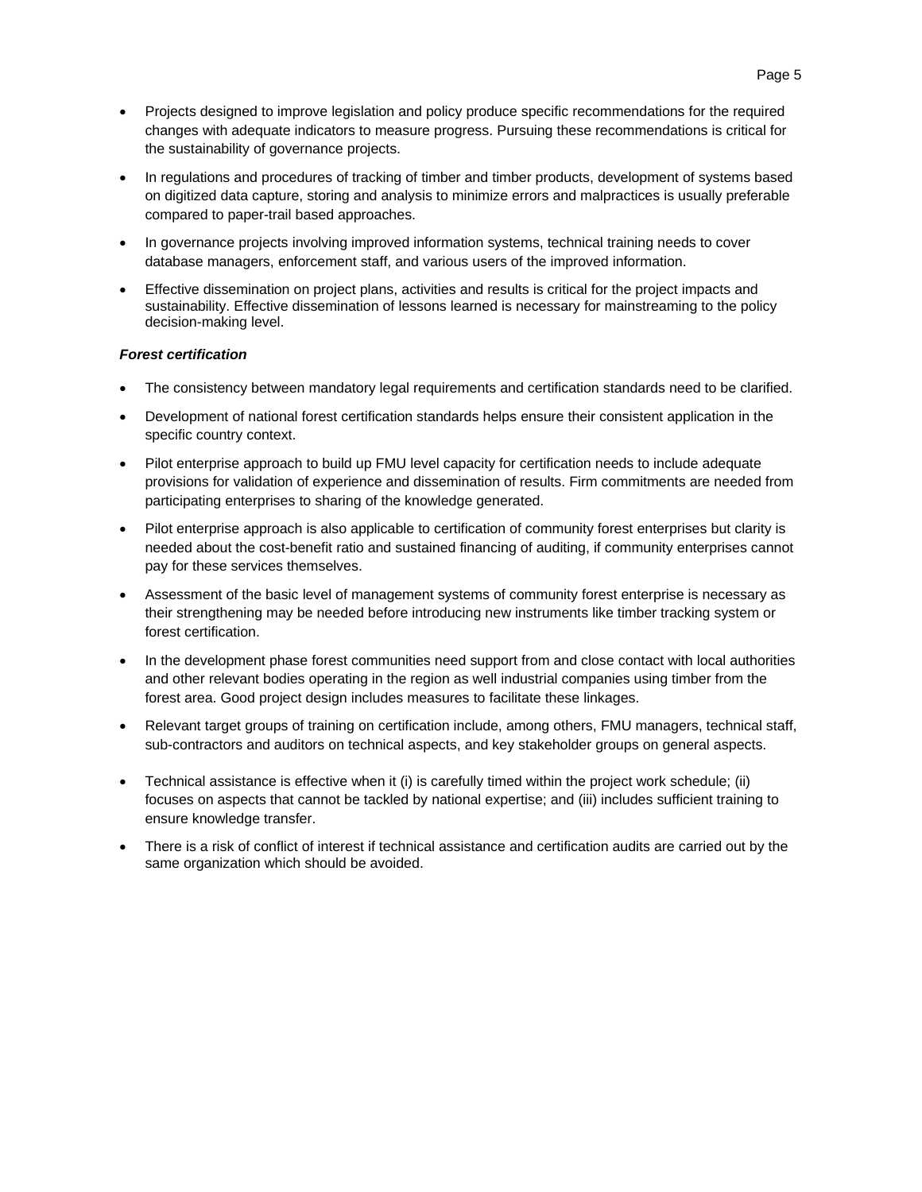- Projects designed to improve legislation and policy produce specific recommendations for the required changes with adequate indicators to measure progress. Pursuing these recommendations is critical for the sustainability of governance projects.
- In regulations and procedures of tracking of timber and timber products, development of systems based on digitized data capture, storing and analysis to minimize errors and malpractices is usually preferable compared to paper-trail based approaches.
- In governance projects involving improved information systems, technical training needs to cover database managers, enforcement staff, and various users of the improved information.
- Effective dissemination on project plans, activities and results is critical for the project impacts and sustainability. Effective dissemination of lessons learned is necessary for mainstreaming to the policy decision-making level.

***Forest certification***

- The consistency between mandatory legal requirements and certification standards need to be clarified.
- Development of national forest certification standards helps ensure their consistent application in the specific country context.
- Pilot enterprise approach to build up FMU level capacity for certification needs to include adequate provisions for validation of experience and dissemination of results. Firm commitments are needed from participating enterprises to sharing of the knowledge generated.
- Pilot enterprise approach is also applicable to certification of community forest enterprises but clarity is needed about the cost-benefit ratio and sustained financing of auditing, if community enterprises cannot pay for these services themselves.
- Assessment of the basic level of management systems of community forest enterprise is necessary as their strengthening may be needed before introducing new instruments like timber tracking system or forest certification.
- In the development phase forest communities need support from and close contact with local authorities and other relevant bodies operating in the region as well industrial companies using timber from the forest area. Good project design includes measures to facilitate these linkages.
- Relevant target groups of training on certification include, among others, FMU managers, technical staff, sub-contractors and auditors on technical aspects, and key stakeholder groups on general aspects.
- Technical assistance is effective when it (i) is carefully timed within the project work schedule; (ii) focuses on aspects that cannot be tackled by national expertise; and (iii) includes sufficient training to ensure knowledge transfer.
- There is a risk of conflict of interest if technical assistance and certification audits are carried out by the same organization which should be avoided.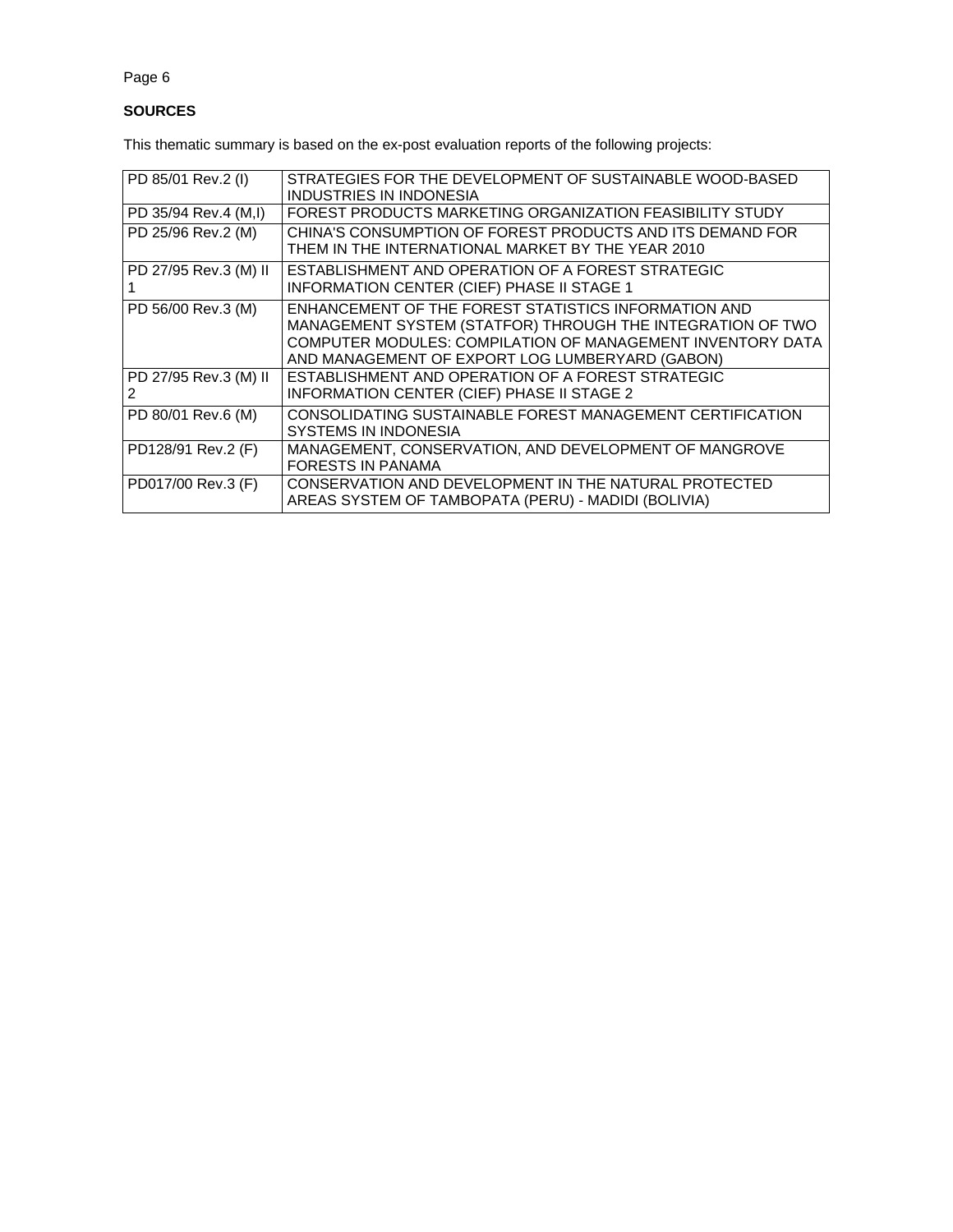**SOURCES**

This thematic summary is based on the ex-post evaluation reports of the following projects:

| | |
|---|---|
| PD 85/01 Rev.2 (I) | STRATEGIES FOR THE DEVELOPMENT OF SUSTAINABLE WOOD-BASED INDUSTRIES IN INDONESIA |
| PD 35/94 Rev.4 (M,I) | FOREST PRODUCTS MARKETING ORGANIZATION FEASIBILITY STUDY |
| PD 25/96 Rev.2 (M) | CHINA'S CONSUMPTION OF FOREST PRODUCTS AND ITS DEMAND FOR THEM IN THE INTERNATIONAL MARKET BY THE YEAR 2010 |
| PD 27/95 Rev.3 (M) II 1 | ESTABLISHMENT AND OPERATION OF A FOREST STRATEGIC INFORMATION CENTER (CIEF) PHASE II STAGE 1 |
| PD 56/00 Rev.3 (M) | ENHANCEMENT OF THE FOREST STATISTICS INFORMATION AND MANAGEMENT SYSTEM (STATFOR) THROUGH THE INTEGRATION OF TWO COMPUTER MODULES: COMPILATION OF MANAGEMENT INVENTORY DATA AND MANAGEMENT OF EXPORT LOG LUMBERYARD (GABON) |
| PD 27/95 Rev.3 (M) II 2 | ESTABLISHMENT AND OPERATION OF A FOREST STRATEGIC INFORMATION CENTER (CIEF) PHASE II STAGE 2 |
| PD 80/01 Rev.6 (M) | CONSOLIDATING SUSTAINABLE FOREST MANAGEMENT CERTIFICATION SYSTEMS IN INDONESIA |
| PD128/91 Rev.2 (F) | MANAGEMENT, CONSERVATION, AND DEVELOPMENT OF MANGROVE FORESTS IN PANAMA |
| PD017/00 Rev.3 (F) | CONSERVATION AND DEVELOPMENT IN THE NATURAL PROTECTED AREAS SYSTEM OF TAMBOPATA (PERU) - MADIDI (BOLIVIA) |